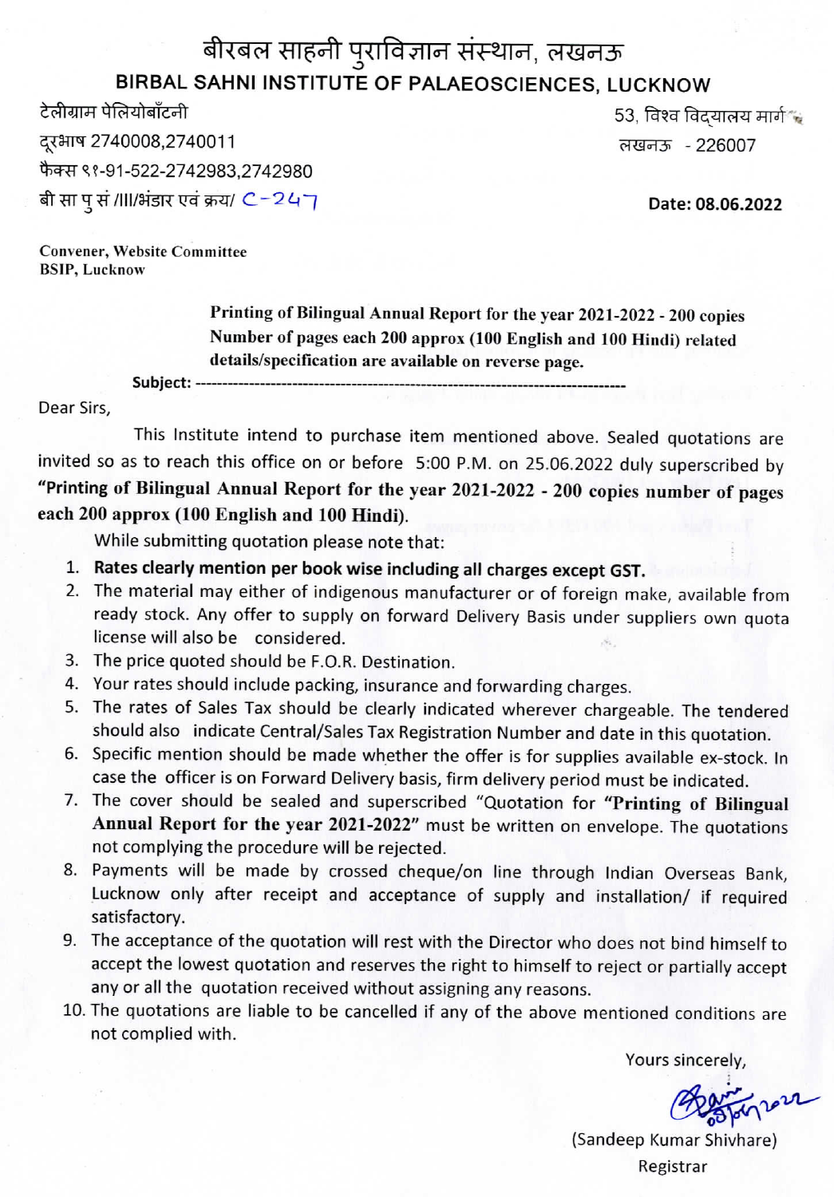# बीरबल साहनी पुराविज्ञान संस्थान, लखनऊ

## BIRBAL SAHNI INSTITUTE OF PALAEOSCIENCES, LUCKNOW

टेलीग्राम पेलियोबॉटनी
दूरभाष 2740008,2740011
फैक्स ९१-91-522-2742983,2742980
बी सा पु सं /III/भंडार एवं क्रय/ C-247

53, विश्व विद्यालय मार्ग
लखनऊ - 226007

**Date: 08.06.2022**

**Convener, Website Committee**
**BSIP, Lucknow**

**Subject:** **Printing of Bilingual Annual Report for the year 2021-2022 - 200 copies Number of pages each 200 approx (100 English and 100 Hindi) related details/specification are available on reverse page.**

Dear Sirs,

This Institute intend to purchase item mentioned above. Sealed quotations are invited so as to reach this office on or before 5:00 P.M. on 25.06.2022 duly superscribed by **"Printing of Bilingual Annual Report for the year 2021-2022 - 200 copies number of pages each 200 approx (100 English and 100 Hindi).**

While submitting quotation please note that:

1. **Rates clearly mention per book wise including all charges except GST.**
2. The material may either of indigenous manufacturer or of foreign make, available from ready stock. Any offer to supply on forward Delivery Basis under suppliers own quota license will also be considered.
3. The price quoted should be F.O.R. Destination.
4. Your rates should include packing, insurance and forwarding charges.
5. The rates of Sales Tax should be clearly indicated wherever chargeable. The tendered should also indicate Central/Sales Tax Registration Number and date in this quotation.
6. Specific mention should be made whether the offer is for supplies available ex-stock. In case the officer is on Forward Delivery basis, firm delivery period must be indicated.
7. The cover should be sealed and superscribed "Quotation for **"Printing of Bilingual Annual Report for the year 2021-2022"** must be written on envelope. The quotations not complying the procedure will be rejected.
8. Payments will be made by crossed cheque/on line through Indian Overseas Bank, Lucknow only after receipt and acceptance of supply and installation/ if required satisfactory.
9. The acceptance of the quotation will rest with the Director who does not bind himself to accept the lowest quotation and reserves the right to himself to reject or partially accept any or all the quotation received without assigning any reasons.
10. The quotations are liable to be cancelled if any of the above mentioned conditions are not complied with.

Yours sincerely,

(Sandeep Kumar Shivhare)
Registrar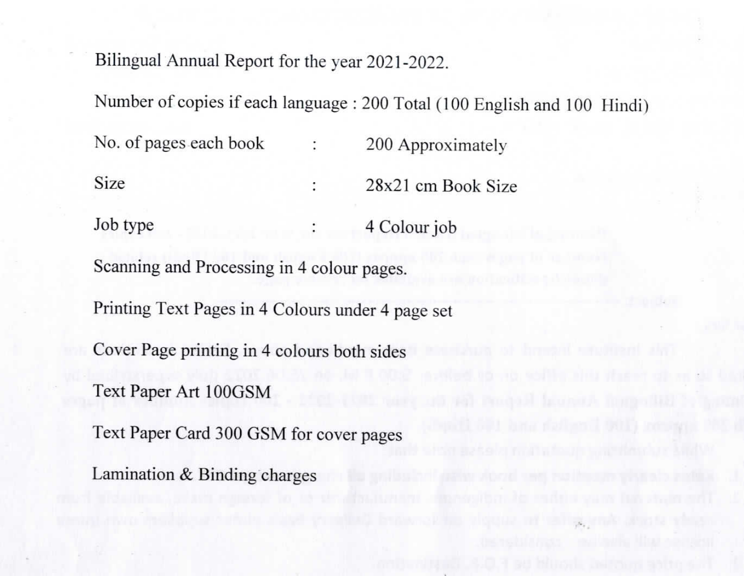Bilingual Annual Report for the year 2021-2022.

Number of copies if each language : 200 Total (100 English and 100 Hindi)

| | | |
|---|---|---|
| No. of pages each book | : | 200 Approximately |
| Size | : | 28x21 cm Book Size |
| Job type | : | 4 Colour job |

Scanning and Processing in 4 colour pages.

Printing Text Pages in 4 Colours under 4 page set

Cover Page printing in 4 colours both sides

Text Paper Art 100GSM

Text Paper Card 300 GSM for cover pages

Lamination & Binding charges